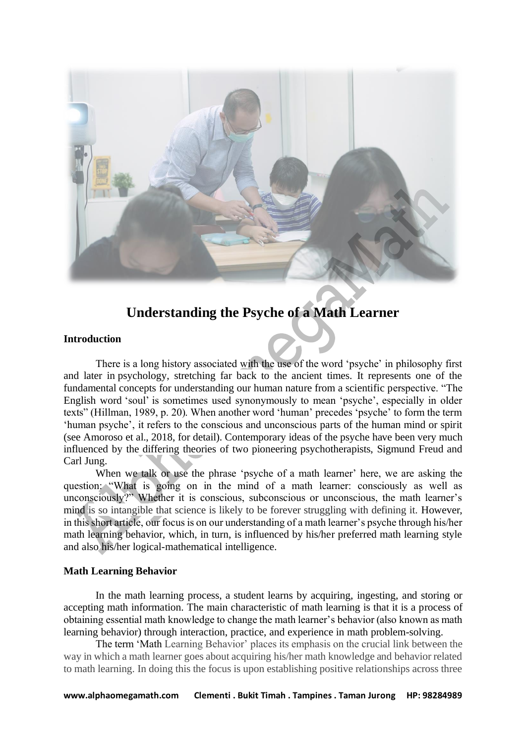# Understanding the Psyche of a Math Learner

## Introduction

There is a long history associated with the use of the word 'psyche' in philosophy first and later in psychology, stretching far back to the ancient times. It represents one of the fundamental concepts for understanding our human nature from a scientific perspective. "The English word 'soul' is sometimes used synonymously to mean 'psyche', especially in older texts" (Hillman, 1989, p. 20). When another word 'human' precedes 'psyche' to form the term 'human psyche', it refers to the conscious and unconscious parts of the human mind or spirit (see Amoroso et al., 2018, for detail). Contemporary ideas of the psyche have been very much influenced by the differing theories of two pioneering psychotherapists, Sigmund Freud and Carl Jung.

When we talk or use the phrase 'psyche of a math learner' here, we are asking the question: "What is going on in the mind of a math learner: consciously as well as unconsciously?" Whether it is conscious, subconscious or unconscious, the math learner's mind is so intangible that science is likely to be forever struggling with defining it. However, in this short article, our focus is on our understanding of a math learner's psyche through his/her math learning behavior, which, in turn, is influenced by his/her preferred math learning style and also his/her logical-mathematical intelligence.

## Math Learning Behavior

In the math learning process, a student learns by acquiring, ingesting, and storing or accepting math information. The main characteristic of math learning is that it is a process of obtaining essential math knowledge to change the math learner's behavior (also known as math learning behavior) through interaction, practice, and experience in math problem-solving.

The term 'Math Learning Behavior' places its emphasis on the crucial link between the way in which a math learner goes about acquiring his/her math knowledge and behavior related to math learning. In doing this the focus is upon establishing positive relationships across three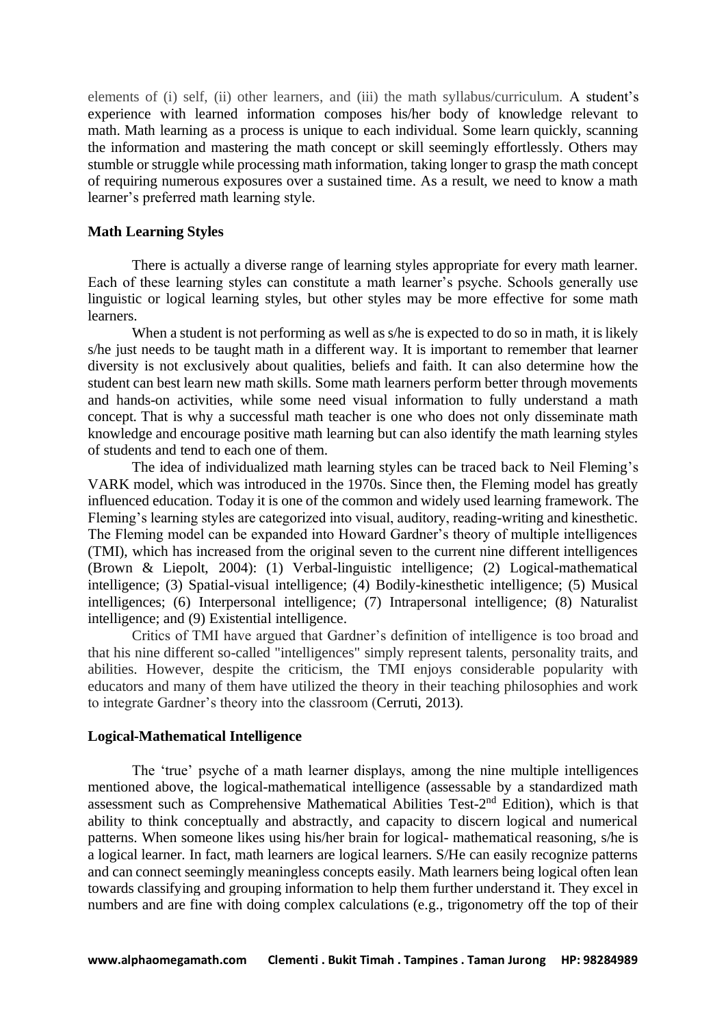elements of (i) self, (ii) other learners, and (iii) the math syllabus/curriculum. A student's experience with learned information composes his/her body of knowledge relevant to math. Math learning as a process is unique to each individual. Some learn quickly, scanning the information and mastering the math concept or skill seemingly effortlessly. Others may stumble or struggle while processing math information, taking longer to grasp the math concept of requiring numerous exposures over a sustained time. As a result, we need to know a math learner's preferred math learning style.

**Math Learning Styles**

There is actually a diverse range of learning styles appropriate for every math learner. Each of these learning styles can constitute a math learner's psyche. Schools generally use linguistic or logical learning styles, but other styles may be more effective for some math learners.

When a student is not performing as well as s/he is expected to do so in math, it is likely s/he just needs to be taught math in a different way. It is important to remember that learner diversity is not exclusively about qualities, beliefs and faith. It can also determine how the student can best learn new math skills. Some math learners perform better through movements and hands-on activities, while some need visual information to fully understand a math concept. That is why a successful math teacher is one who does not only disseminate math knowledge and encourage positive math learning but can also identify the math learning styles of students and tend to each one of them.

The idea of individualized math learning styles can be traced back to Neil Fleming's VARK model, which was introduced in the 1970s. Since then, the Fleming model has greatly influenced education. Today it is one of the common and widely used learning framework. The Fleming's learning styles are categorized into visual, auditory, reading-writing and kinesthetic. The Fleming model can be expanded into Howard Gardner's theory of multiple intelligences (TMI), which has increased from the original seven to the current nine different intelligences (Brown & Liepolt, 2004): (1) Verbal-linguistic intelligence; (2) Logical-mathematical intelligence; (3) Spatial-visual intelligence; (4) Bodily-kinesthetic intelligence; (5) Musical intelligences; (6) Interpersonal intelligence; (7) Intrapersonal intelligence; (8) Naturalist intelligence; and (9) Existential intelligence.

Critics of TMI have argued that Gardner's definition of intelligence is too broad and that his nine different so-called "intelligences" simply represent talents, personality traits, and abilities. However, despite the criticism, the TMI enjoys considerable popularity with educators and many of them have utilized the theory in their teaching philosophies and work to integrate Gardner's theory into the classroom (Cerruti, 2013).

**Logical-Mathematical Intelligence**

The 'true' psyche of a math learner displays, among the nine multiple intelligences mentioned above, the logical-mathematical intelligence (assessable by a standardized math assessment such as Comprehensive Mathematical Abilities Test-2nd Edition), which is that ability to think conceptually and abstractly, and capacity to discern logical and numerical patterns. When someone likes using his/her brain for logical- mathematical reasoning, s/he is a logical learner. In fact, math learners are logical learners. S/He can easily recognize patterns and can connect seemingly meaningless concepts easily. Math learners being logical often lean towards classifying and grouping information to help them further understand it. They excel in numbers and are fine with doing complex calculations (e.g., trigonometry off the top of their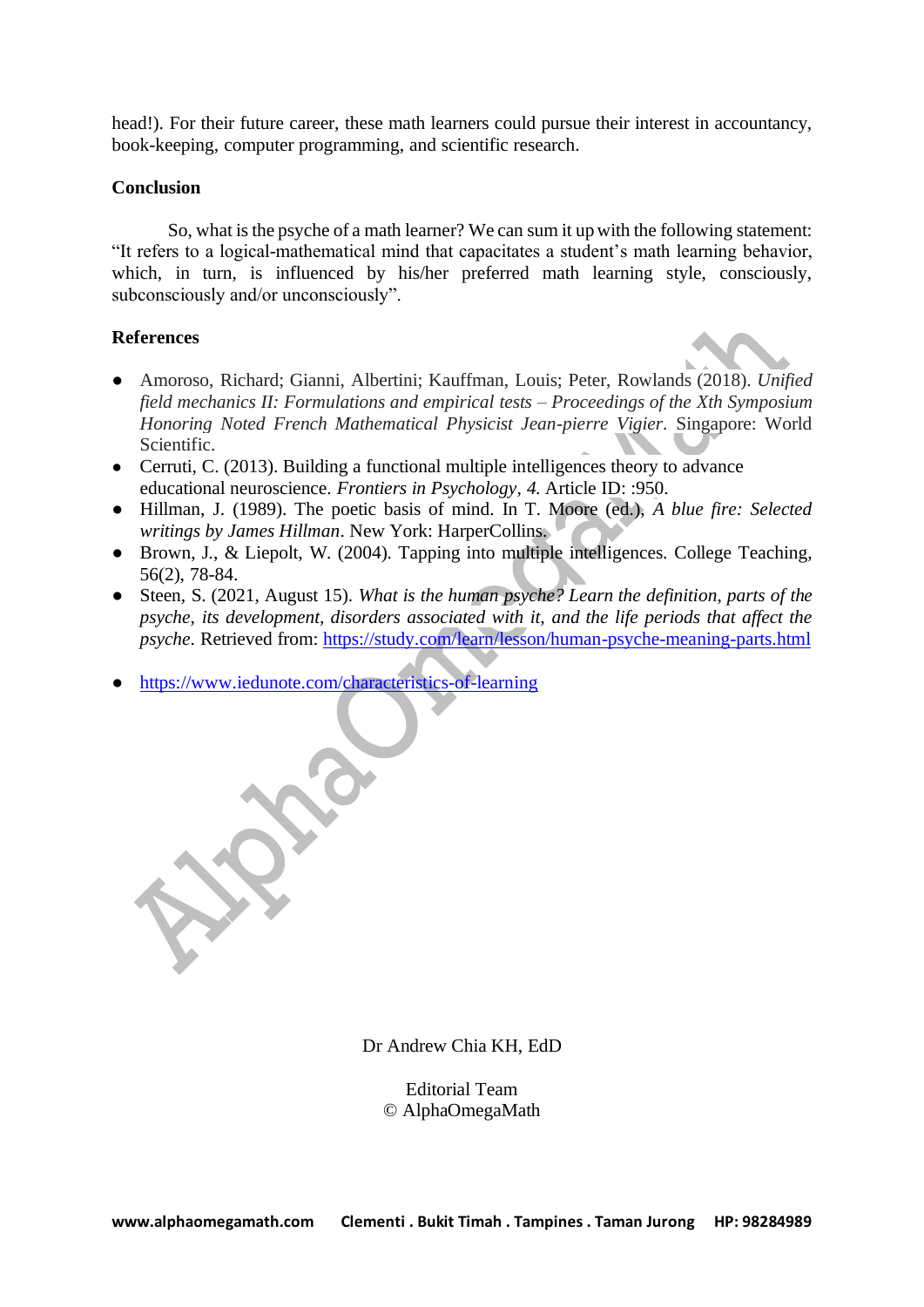head!). For their future career, these math learners could pursue their interest in accountancy, book-keeping, computer programming, and scientific research.

**Conclusion**

So, what is the psyche of a math learner? We can sum it up with the following statement: "It refers to a logical-mathematical mind that capacitates a student's math learning behavior, which, in turn, is influenced by his/her preferred math learning style, consciously, subconsciously and/or unconsciously".

**References**

- Amoroso, Richard; Gianni, Albertini; Kauffman, Louis; Peter, Rowlands (2018). *Unified field mechanics II: Formulations and empirical tests – Proceedings of the Xth Symposium Honoring Noted French Mathematical Physicist Jean-pierre Vigier*. Singapore: World Scientific.
- Cerruti, C. (2013). Building a functional multiple intelligences theory to advance educational neuroscience. *Frontiers in Psychology*, *4.* Article ID: :950.
- Hillman, J. (1989). The poetic basis of mind. In T. Moore (ed.), *A blue fire: Selected writings by James Hillman*. New York: HarperCollins.
- Brown, J., & Liepolt, W. (2004). Tapping into multiple intelligences. College Teaching, 56(2), 78-84.
- Steen, S. (2021, August 15). *What is the human psyche? Learn the definition, parts of the psyche, its development, disorders associated with it, and the life periods that affect the psyche*. Retrieved from: https://study.com/learn/lesson/human-psyche-meaning-parts.html
- https://www.iedunote.com/characteristics-of-learning

Dr Andrew Chia KH, EdD

Editorial Team
© AlphaOmegaMath